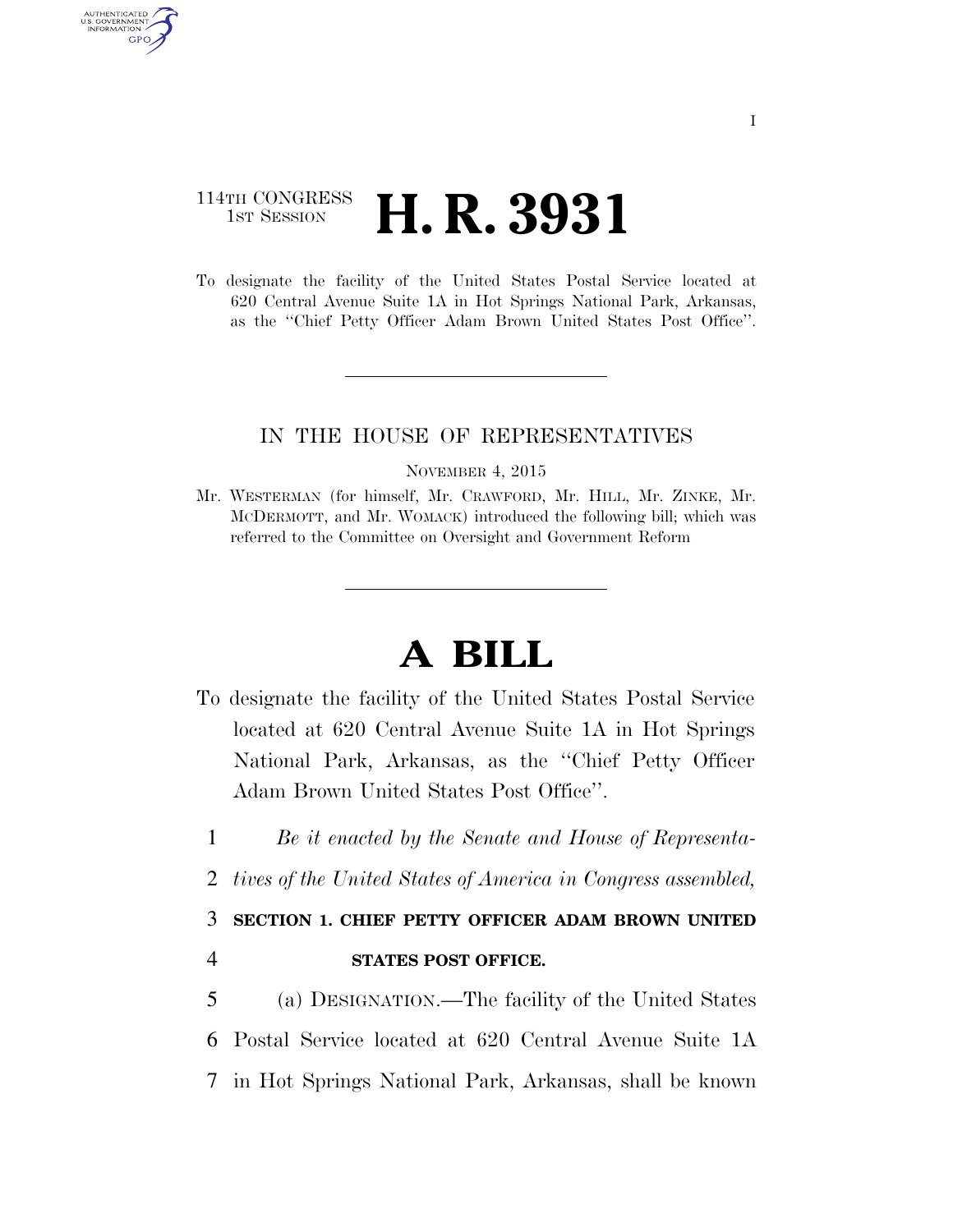114TH CONGRESS
1ST SESSION

# H. R. 3931

To designate the facility of the United States Postal Service located at 620 Central Avenue Suite 1A in Hot Springs National Park, Arkansas, as the "Chief Petty Officer Adam Brown United States Post Office".

IN THE HOUSE OF REPRESENTATIVES

NOVEMBER 4, 2015

Mr. WESTERMAN (for himself, Mr. CRAWFORD, Mr. HILL, Mr. ZINKE, Mr. MCDERMOTT, and Mr. WOMACK) introduced the following bill; which was referred to the Committee on Oversight and Government Reform

# A BILL

To designate the facility of the United States Postal Service located at 620 Central Avenue Suite 1A in Hot Springs National Park, Arkansas, as the "Chief Petty Officer Adam Brown United States Post Office".

1 *Be it enacted by the Senate and House of Representa-*
2 *tives of the United States of America in Congress assembled,*

3 **SECTION 1. CHIEF PETTY OFFICER ADAM BROWN UNITED**
4 **STATES POST OFFICE.**

5 (a) DESIGNATION.—The facility of the United States
6 Postal Service located at 620 Central Avenue Suite 1A
7 in Hot Springs National Park, Arkansas, shall be known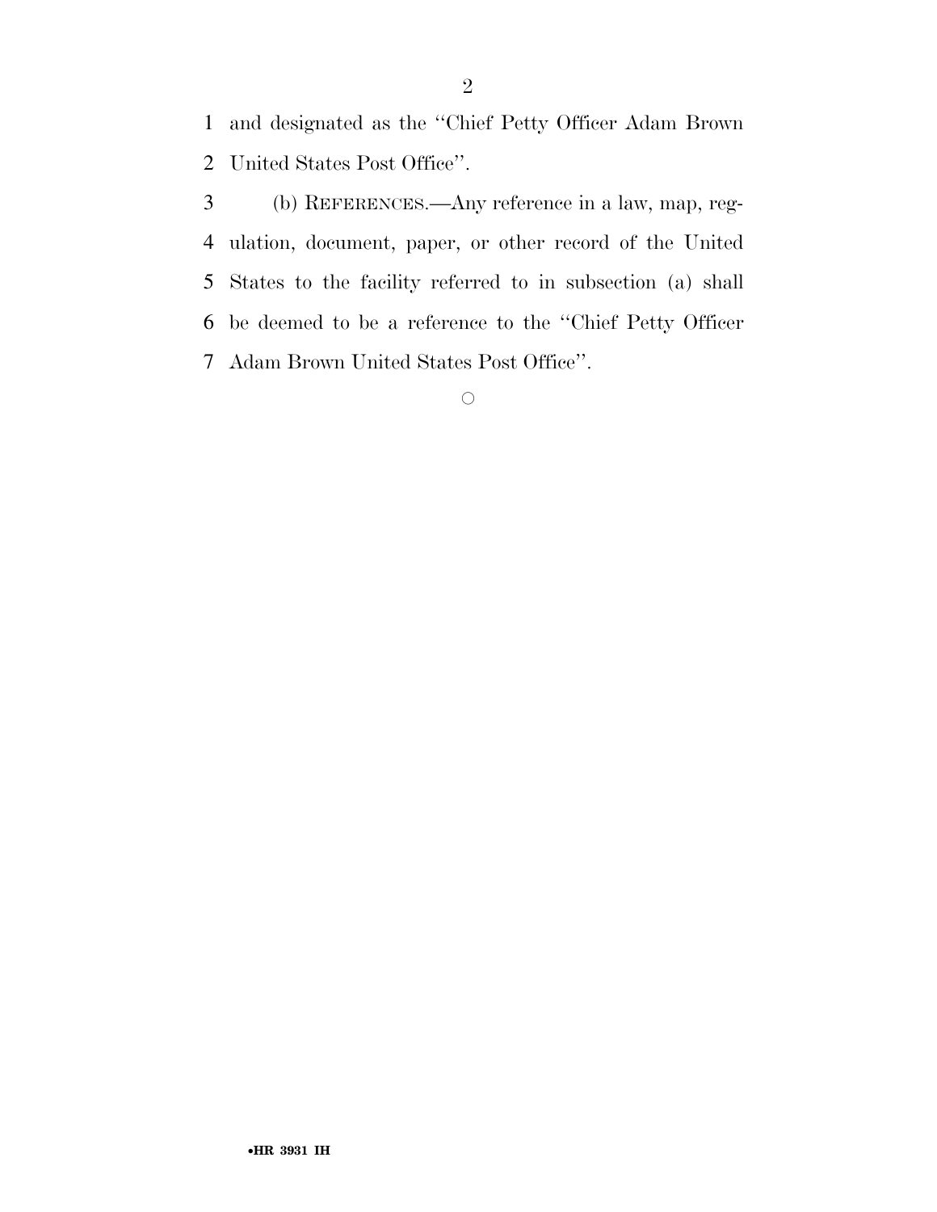and designated as the "Chief Petty Officer Adam Brown United States Post Office".

(b) REFERENCES.—Any reference in a law, map, regulation, document, paper, or other record of the United States to the facility referred to in subsection (a) shall be deemed to be a reference to the "Chief Petty Officer Adam Brown United States Post Office".